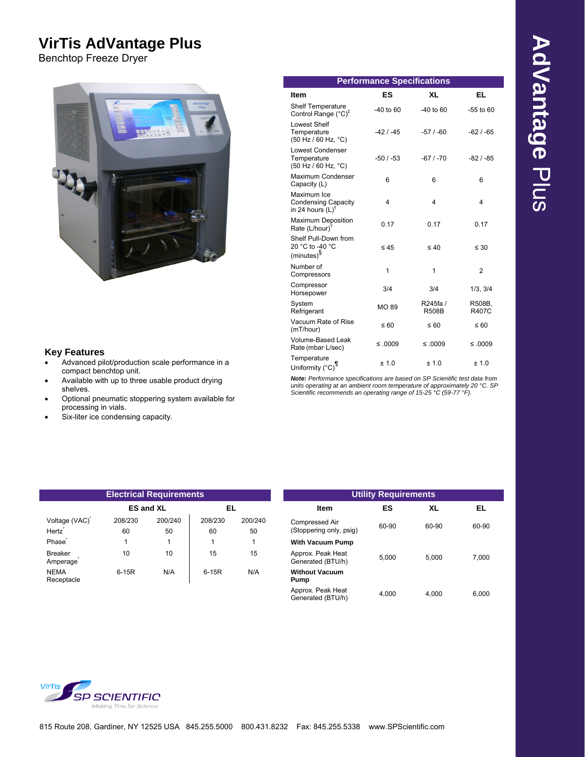# VirTis AdVantage Plus

Benchtop Freeze Dryer

## Performance Specifications

| Item | ES | XL | EL |
|---|---|---|---|
| Shelf Temperature Control Range (°C)‡ | -40 to 60 | -40 to 60 | -55 to 60 |
| Lowest Shelf Temperature (50 Hz / 60 Hz, °C) | -42 / -45 | -57 / -60 | -62 / -65 |
| Lowest Condenser Temperature (50 Hz / 60 Hz, °C) | -50 / -53 | -67 / -70 | -82 / -85 |
| Maximum Condenser Capacity (L) | 6 | 6 | 6 |
| Maximum Ice Condensing Capacity in 24 hours (L)† | 4 | 4 | 4 |
| Maximum Deposition Rate (L/hour)† | 0.17 | 0.17 | 0.17 |
| Shelf Pull-Down from 20 °C to -40 °C (minutes)§ | ≤ 45 | ≤ 40 | ≤ 30 |
| Number of Compressors | 1 | 1 | 2 |
| Compressor Horsepower | 3/4 | 3/4 | 1/3, 3/4 |
| System Refrigerant | MO 89 | R245fa / R508B | R508B, R407C |
| Vacuum Rate of Rise (mT/hour) | ≤ 60 | ≤ 60 | ≤ 60 |
| Volume-Based Leak Rate (mbar·L/sec) | ≤ .0009 | ≤ .0009 | ≤ .0009 |
| Temperature Uniformity (°C)¶ | ± 1.0 | ± 1.0 | ± 1.0 |

***Note:*** *Performance specifications are based on SP Scientific test data from units operating at an ambient room temperature of approximately 20 °C. SP Scientific recommends an operating range of 15-25 °C (59-77 °F).*

## Key Features

- Advanced pilot/production scale performance in a compact benchtop unit.
- Available with up to three usable product drying shelves.
- Optional pneumatic stoppering system available for processing in vials.
- Six-liter ice condensing capacity.

## Electrical Requirements

| | ES and XL | | EL | |
|---|---|---|---|---|
| Voltage (VAC)* | 208/230 | 200/240 | 208/230 | 200/240 |
| Hertz* | 60 | 50 | 60 | 50 |
| Phase* | 1 | 1 | 1 | 1 |
| Breaker Amperage* | 10 | 10 | 15 | 15 |
| NEMA Receptacle | 6-15R | N/A | 6-15R | N/A |

## Utility Requirements

| Item | ES | XL | EL |
|---|---|---|---|
| Compressed Air (Stoppering only, psig) | 60-90 | 60-90 | 60-90 |
| **With Vacuum Pump** | | | |
| Approx. Peak Heat Generated (BTU/h) | 5,000 | 5,000 | 7,000 |
| **Without Vacuum Pump** | | | |
| Approx. Peak Heat Generated (BTU/h) | 4,000 | 4,000 | 6,000 |

VirTis SP SCIENTIFIC *Making Time for Science*

815 Route 208, Gardiner, NY 12525 USA 845.255.5000 800.431.8232 Fax: 845.255.5338 www.SPScientific.com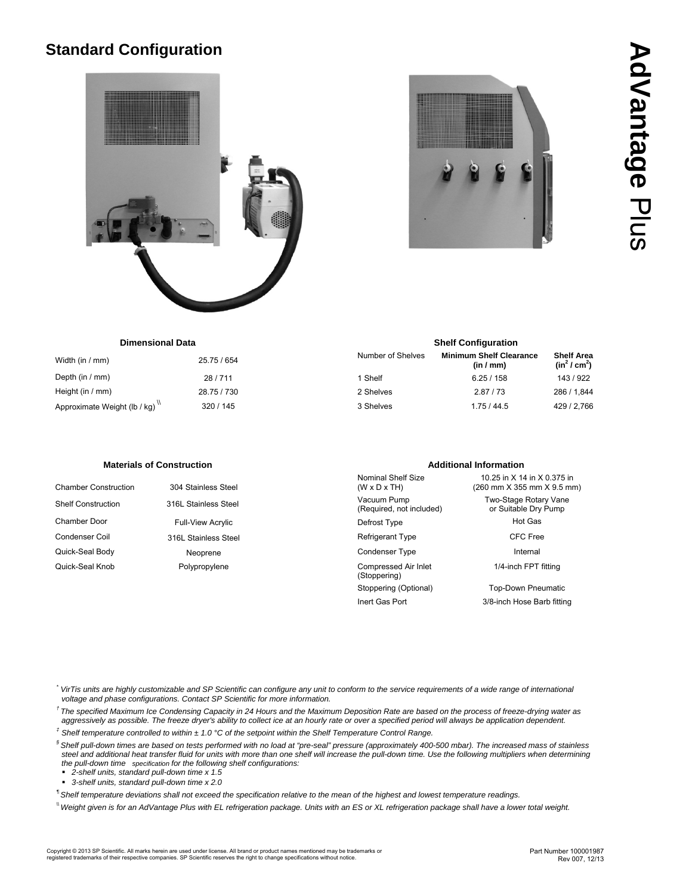## Standard Configuration

**AdVantage Plus**

### Dimensional Data

| | |
|---|---|
| Width (in / mm) | 25.75 / 654 |
| Depth (in / mm) | 28 / 711 |
| Height (in / mm) | 28.75 / 730 |
| Approximate Weight (lb / kg) \\ | 320 / 145 |

### Shelf Configuration

| Number of Shelves | Minimum Shelf Clearance (in / mm) | Shelf Area ($in^2$ / $cm^2$) |
|---|---|---|
| 1 Shelf | 6.25 / 158 | 143 / 922 |
| 2 Shelves | 2.87 / 73 | 286 / 1,844 |
| 3 Shelves | 1.75 / 44.5 | 429 / 2,766 |

### Materials of Construction

| | |
|---|---|
| Chamber Construction | 304 Stainless Steel |
| Shelf Construction | 316L Stainless Steel |
| Chamber Door | Full-View Acrylic |
| Condenser Coil | 316L Stainless Steel |
| Quick-Seal Body | Neoprene |
| Quick-Seal Knob | Polypropylene |

### Additional Information

| | |
|---|---|
| Nominal Shelf Size (W x D x TH) | 10.25 in X 14 in X 0.375 in (260 mm X 355 mm X 9.5 mm) |
| Vacuum Pump (Required, not included) | Two-Stage Rotary Vane or Suitable Dry Pump |
| Defrost Type | Hot Gas |
| Refrigerant Type | CFC Free |
| Condenser Type | Internal |
| Compressed Air Inlet (Stoppering) | 1/4-inch FPT fitting |
| Stoppering (Optional) | Top-Down Pneumatic |
| Inert Gas Port | 3/8-inch Hose Barb fitting |

* *VirTis units are highly customizable and SP Scientific can configure any unit to conform to the service requirements of a wide range of international voltage and phase configurations. Contact SP Scientific for more information.*

† *The specified Maximum Ice Condensing Capacity in 24 Hours and the Maximum Deposition Rate are based on the process of freeze-drying water as aggressively as possible. The freeze dryer's ability to collect ice at an hourly rate or over a specified period will always be application dependent.*

‡ *Shelf temperature controlled to within ± 1.0 °C of the setpoint within the Shelf Temperature Control Range.*

§ *Shelf pull-down times are based on tests performed with no load at "pre-seal" pressure (approximately 400-500 mbar). The increased mass of stainless steel and additional heat transfer fluid for units with more than one shelf will increase the pull-down time. Use the following multipliers when determining the pull-down time specification for the following shelf configurations:*

- *2-shelf units, standard pull-down time x 1.5*
- *3-shelf units, standard pull-down time x 2.0*

¶ *Shelf temperature deviations shall not exceed the specification relative to the mean of the highest and lowest temperature readings.*

\\ *Weight given is for an AdVantage Plus with EL refrigeration package. Units with an ES or XL refrigeration package shall have a lower total weight.*

Copyright © 2013 SP Scientific. All marks herein are used under license. All brand or product names mentioned may be trademarks or registered trademarks of their respective companies. SP Scientific reserves the right to change specifications without notice.

Part Number 100001987
Rev 007, 12/13